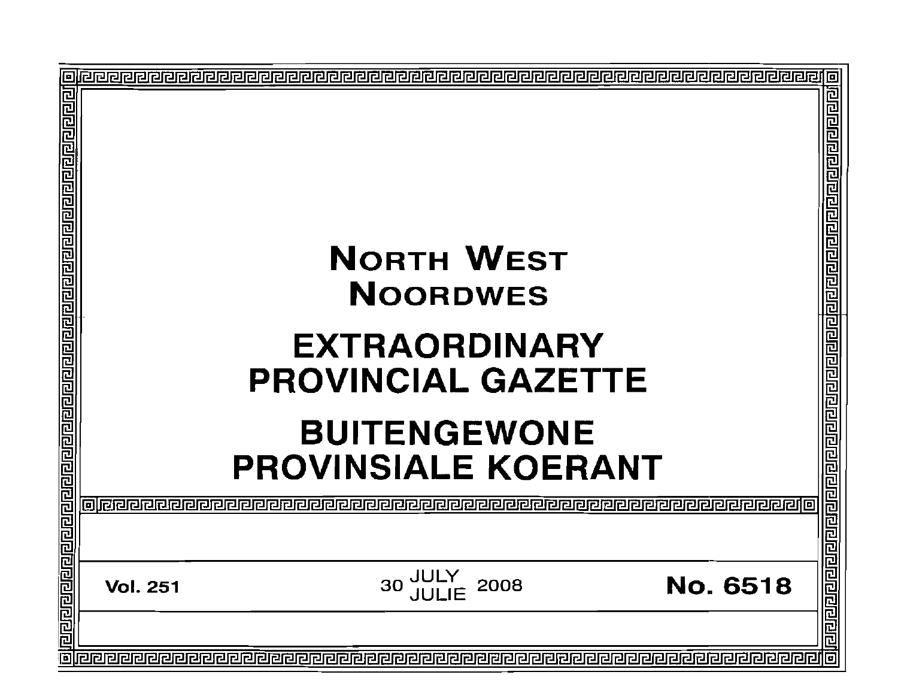# NORTH WEST
# NOORDWES

# EXTRAORDINARY PROVINCIAL GAZETTE

# BUITENGEWONE PROVINSIALE KOERANT

**Vol. 251** | 30 JULY / JULIE 2008 | **No. 6518**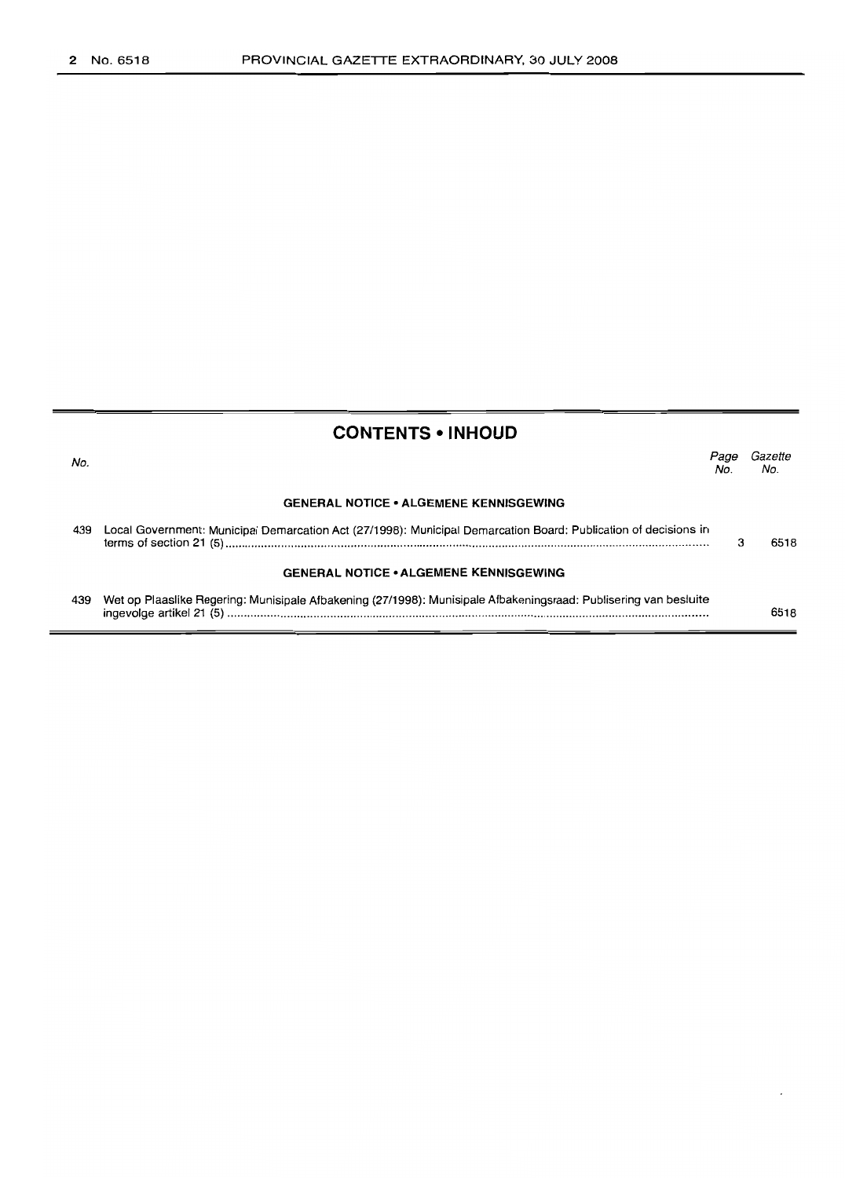## CONTENTS • INHOUD

| No. | | Page No. | Gazette No. |
|---|---|---|---|
| | **GENERAL NOTICE • ALGEMENE KENNISGEWING** | | |
| 439 | Local Government: Municipal Demarcation Act (27/1998): Municipal Demarcation Board: Publication of decisions in terms of section 21 (5) | 3 | 6518 |
| | **GENERAL NOTICE • ALGEMENE KENNISGEWING** | | |
| 439 | Wet op Plaaslike Regering: Munisipale Afbakening (27/1998): Munisipale Afbakeningsraad: Publisering van besluite ingevolge artikel 21 (5) | | 6518 |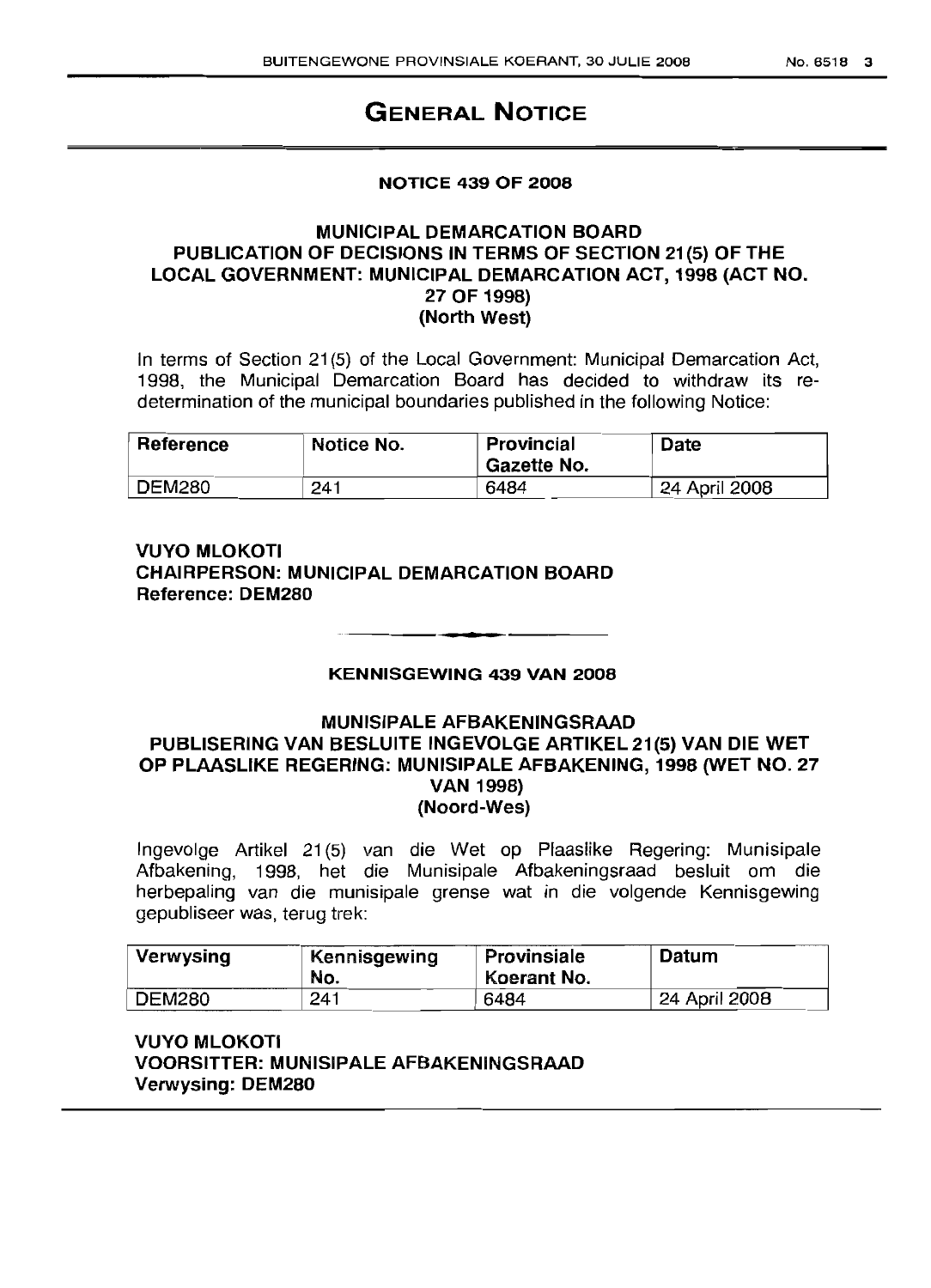# GENERAL NOTICE

## NOTICE 439 OF 2008

### MUNICIPAL DEMARCATION BOARD PUBLICATION OF DECISIONS IN TERMS OF SECTION 21(5) OF THE LOCAL GOVERNMENT: MUNICIPAL DEMARCATION ACT, 1998 (ACT NO. 27 OF 1998) (North West)

In terms of Section 21(5) of the Local Government: Municipal Demarcation Act, 1998, the Municipal Demarcation Board has decided to withdraw its re-determination of the municipal boundaries published in the following Notice:

| Reference | Notice No. | Provincial Gazette No. | Date |
|---|---|---|---|
| DEM280 | 241 | 6484 | 24 April 2008 |

**VUYO MLOKOTI**
**CHAIRPERSON: MUNICIPAL DEMARCATION BOARD**
**Reference: DEM280**

## KENNISGEWING 439 VAN 2008

### MUNISIPALE AFBAKENINGSRAAD PUBLISERING VAN BESLUITE INGEVOLGE ARTIKEL 21(5) VAN DIE WET OP PLAASLIKE REGERING: MUNISIPALE AFBAKENING, 1998 (WET NO. 27 VAN 1998) (Noord-Wes)

Ingevolge Artikel 21(5) van die Wet op Plaaslike Regering: Munisipale Afbakening, 1998, het die Munisipale Afbakeningsraad besluit om die herbepaling van die munisipale grense wat in die volgende Kennisgewing gepubliseer was, terug trek:

| Verwysing | Kennisgewing No. | Provinsiale Koerant No. | Datum |
|---|---|---|---|
| DEM280 | 241 | 6484 | 24 April 2008 |

**VUYO MLOKOTI**
**VOORSITTER: MUNISIPALE AFBAKENINGSRAAD**
**Verwysing: DEM280**